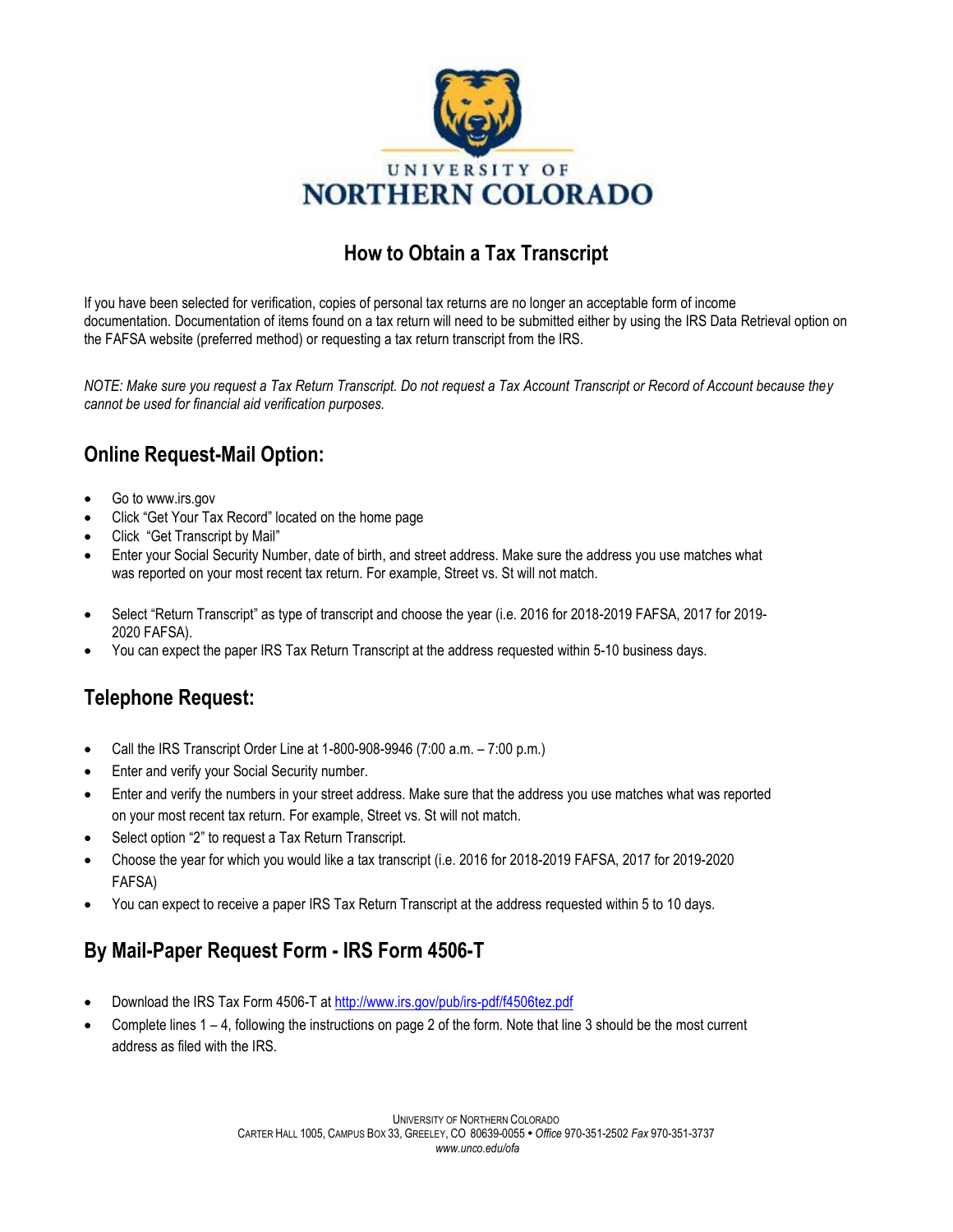UNIVERSITY OF
NORTHERN COLORADO

# How to Obtain a Tax Transcript

If you have been selected for verification, copies of personal tax returns are no longer an acceptable form of income documentation. Documentation of items found on a tax return will need to be submitted either by using the IRS Data Retrieval option on the FAFSA website (preferred method) or requesting a tax return transcript from the IRS.

*NOTE: Make sure you request a Tax Return Transcript. Do not request a Tax Account Transcript or Record of Account because they cannot be used for financial aid verification purposes.*

## Online Request-Mail Option:

- Go to www.irs.gov
- Click "Get Your Tax Record" located on the home page
- Click "Get Transcript by Mail"
- Enter your Social Security Number, date of birth, and street address. Make sure the address you use matches what was reported on your most recent tax return. For example, Street vs. St will not match.
- Select "Return Transcript" as type of transcript and choose the year (i.e. 2016 for 2018-2019 FAFSA, 2017 for 2019-2020 FAFSA).
- You can expect the paper IRS Tax Return Transcript at the address requested within 5-10 business days.

## Telephone Request:

- Call the IRS Transcript Order Line at 1-800-908-9946 (7:00 a.m. – 7:00 p.m.)
- Enter and verify your Social Security number.
- Enter and verify the numbers in your street address. Make sure that the address you use matches what was reported on your most recent tax return. For example, Street vs. St will not match.
- Select option "2" to request a Tax Return Transcript.
- Choose the year for which you would like a tax transcript (i.e. 2016 for 2018-2019 FAFSA, 2017 for 2019-2020 FAFSA)
- You can expect to receive a paper IRS Tax Return Transcript at the address requested within 5 to 10 days.

## By Mail-Paper Request Form - IRS Form 4506-T

- Download the IRS Tax Form 4506-T at http://www.irs.gov/pub/irs-pdf/f4506tez.pdf
- Complete lines 1 – 4, following the instructions on page 2 of the form. Note that line 3 should be the most current address as filed with the IRS.

UNIVERSITY OF NORTHERN COLORADO
CARTER HALL 1005, CAMPUS BOX 33, GREELEY, CO 80639-0055 • *Office* 970-351-2502 *Fax* 970-351-3737
*www.unco.edu/ofa*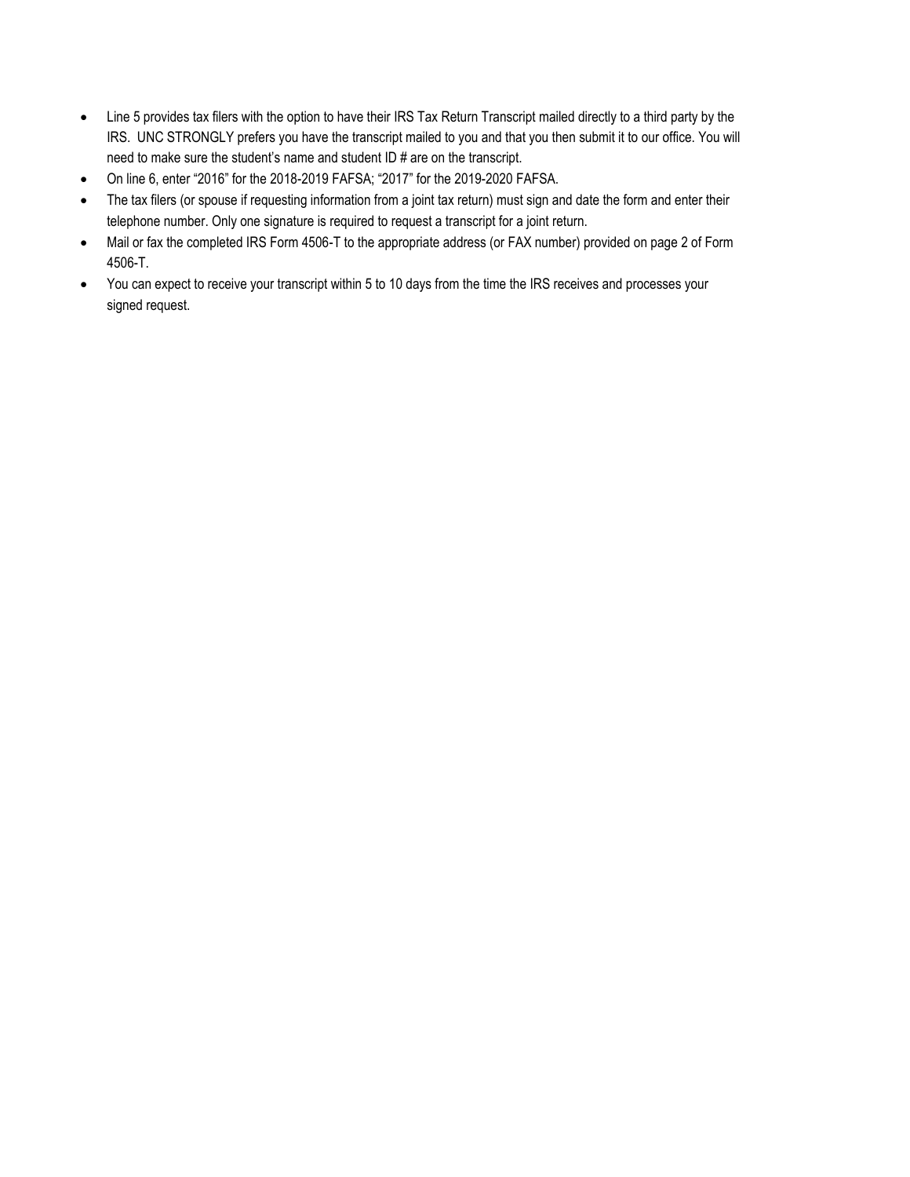- Line 5 provides tax filers with the option to have their IRS Tax Return Transcript mailed directly to a third party by the IRS. UNC STRONGLY prefers you have the transcript mailed to you and that you then submit it to our office. You will need to make sure the student's name and student ID # are on the transcript.
- On line 6, enter "2016" for the 2018-2019 FAFSA; "2017" for the 2019-2020 FAFSA.
- The tax filers (or spouse if requesting information from a joint tax return) must sign and date the form and enter their telephone number. Only one signature is required to request a transcript for a joint return.
- Mail or fax the completed IRS Form 4506-T to the appropriate address (or FAX number) provided on page 2 of Form 4506-T.
- You can expect to receive your transcript within 5 to 10 days from the time the IRS receives and processes your signed request.